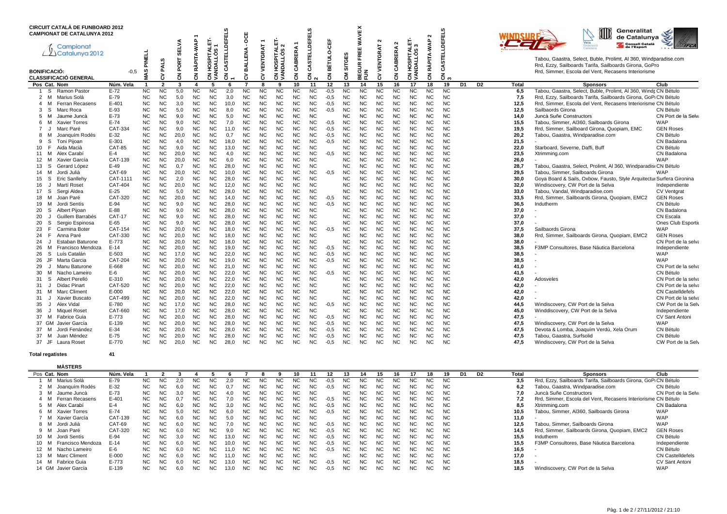# CIRCUIT CATALÀ DE FUNBOARD 2012

## CAMPIONAT DE CATALUNYA 2012

Campionat Catalunya 2012

Tabou, Gaastra, Select, Buble, Prolimt, Al 360, Windparadise.com
Rrd, Ezzy, Sailboards Tarifa, Sailboards Girona, GoPro
Rrd, Simmer, Escola del Vent, Recasens Interiorisme

**BONIFICACIÓ:** -0,5

**CLASSIFICACIÓ GENERAL**

| Pos | Cat. | Nom | Núm. Vela | 1 MAS PINELL | 2 CV PALS | 3 CN PORT SELVA | 4 CN RÀPITA-WAP 1 | 5 CN HOSPITALET-VANDALLÒS 1 | 6 CN CASTELLDEFELS 1 | 7 CV BALLENA - OCE | 8 CV VENTGRAT 1 | 9 CN HOSPITALET-VANDALLÒS 2 | 10 CN CABRERA 1 | 11 CN CASTELLDEFELS 2 | 12 CN BÉTULO-CEF | 13 CN SITGES | 14 BEGUR FREE WAVE X FUN | 15 CV VENTGRAT 2 | 16 CN CABRERA 2 | 17 CN HOSPITALET-VANDALLÒS 3 | 18 CN RÀPITA-WAP 2 | 19 CN CASTELLDEFELS 3 | D1 | D2 | Total | Sponsors | Club |
|---|---|---|---|---|---|---|---|---|---|---|---|---|---|---|---|---|---|---|---|---|---|---|---|---|---|---|---|
| 1 | S | Ramon Pastor | E-72 | NC | NC | 5,0 | NC | NC | 2,0 | NC | NC | NC | NC | NC | -0,5 | NC | NC | NC | NC | NC | NC | NC | | | 6,5 | Tabou, Gaastra, Select, Buble, Prolimt, Al 360, Windp | CN Bétulo |
| 2 | M | Marius Solà | E-79 | NC | NC | 5,0 | NC | NC | 3,0 | NC | NC | NC | NC | NC | -0,5 | NC | NC | NC | NC | NC | NC | NC | | | 7,5 | Rrd, Ezzy, Sailboards Tarifa, Sailboards Girona, GoPr | CN Bétulo |
| 4 | M | Ferran Recasens | E-401 | NC | NC | 3,0 | NC | NC | 10,0 | NC | NC | NC | NC | NC | -0,5 | NC | NC | NC | NC | NC | NC | NC | | | 12,5 | Rrd, Simmer, Escola del Vent, Recasens Interiorisme | CN Bétulo |
| 3 | S | Marc Roca | E-93 | NC | NC | 5,0 | NC | NC | 8,0 | NC | NC | NC | NC | NC | -0,5 | NC | NC | NC | NC | NC | NC | NC | | | 12,5 | Sailboards Girona | CN Bétulo |
| 5 | M | Jaume Juncà | E-73 | NC | NC | 9,0 | NC | NC | 5,0 | NC | NC | NC | NC | NC | | NC | NC | NC | NC | NC | NC | NC | | | 14,0 | Juncà Suñe Constructors | CN Port de la Selva |
| 6 | M | Xavier Torres | E-74 | NC | NC | 9,0 | NC | NC | 7,0 | NC | NC | NC | NC | NC | -0,5 | NC | NC | NC | NC | NC | NC | NC | | | 15,5 | Tabou, Simmer, Al360, Sailboards Girona | WAP |
| 7 | J | Marc Paré | CAT-334 | NC | NC | 9,0 | NC | NC | 11,0 | NC | NC | NC | NC | NC | -0,5 | NC | NC | NC | NC | NC | NC | NC | | | 19,5 | Rrd, Simmer, Sailboard Girona, Quopiam, EMC | GEN Roses |
| 8 | M | Joanquim Rodés | E-32 | NC | NC | 20,0 | NC | NC | 0,7 | NC | NC | NC | NC | NC | -0,5 | NC | NC | NC | NC | NC | NC | NC | | | 20,2 | Tabou, Gaastra, Windparadise.com | CN Bétulo |
| 9 | S | Toni Pijoan | E-301 | NC | NC | 4,0 | NC | NC | 18,0 | NC | NC | NC | NC | NC | -0,5 | NC | NC | NC | NC | NC | NC | NC | | | 21,5 | - | CN Badalona |
| 10 | F | Aida Macià | CAT-85 | NC | NC | 9,0 | NC | NC | 13,0 | NC | NC | NC | NC | NC | | NC | NC | NC | NC | NC | NC | NC | | | 22,0 | Starboard, Severne, Daffi, Buff | CN Bétulo |
| 11 | M | Alex Carabí | E-4 | NC | NC | 20,0 | NC | NC | 4,0 | NC | NC | NC | NC | NC | -0,5 | NC | NC | NC | NC | NC | NC | NC | | | 23,5 | Xtrimming.com | CN Badalona |
| 12 | M | Xavier García | CAT-139 | NC | NC | 20,0 | NC | NC | 6,0 | NC | NC | NC | NC | NC | | NC | NC | NC | NC | NC | NC | NC | | | 26,0 | - | WAP |
| 13 | S | Gerard López | E-49 | NC | NC | 0,7 | NC | NC | 28,0 | NC | NC | NC | NC | NC | | NC | NC | NC | NC | NC | NC | NC | | | 28,7 | Tabou, Gaastra, Select, Prolimt, Al 360, Windparadis | CN Bétulo |
| 14 | M | Jordi Julià | CAT-69 | NC | NC | 20,0 | NC | NC | 10,0 | NC | NC | NC | NC | NC | -0,5 | NC | NC | NC | NC | NC | NC | NC | | | 29,5 | Tabou, Simmer, Sailboards Girona | WAP |
| 15 | S | Eric Sanllehy | CAT-1111 | NC | NC | 2,0 | NC | NC | 28,0 | NC | NC | NC | NC | NC | | NC | NC | NC | NC | NC | NC | NC | | | 30,0 | Goya Board & Sails, Oxbow, Fausto, Style Arquitectur | Surfera Gironina |
| 16 | J | Martí Roset | CAT-404 | NC | NC | 20,0 | NC | NC | 12,0 | NC | NC | NC | NC | NC | | NC | NC | NC | NC | NC | NC | NC | | | 32,0 | Windiscovery, CW Port de la Selva | Independiente |
| 17 | S | Sergi Aldea | E-25 | NC | NC | 5,0 | NC | NC | 28,0 | NC | NC | NC | NC | NC | | NC | NC | NC | NC | NC | NC | NC | | | 33,0 | Tabou, Vandal, Windparadise.com | CV Ventgrat |
| 18 | M | Joan Paré | CAT-320 | NC | NC | 20,0 | NC | NC | 14,0 | NC | NC | NC | NC | NC | -0,5 | NC | NC | NC | NC | NC | NC | NC | | | 33,5 | Rrd, Simmer, Sailboards Girona, Quopiam, EMC2 | GEN Roses |
| 19 | M | Jordi Sentís | E-94 | NC | NC | 9,0 | NC | NC | 28,0 | NC | NC | NC | NC | NC | -0,5 | NC | NC | NC | NC | NC | NC | NC | | | 36,5 | Indutherm | CN Bétulo |
| 20 | S | Albert Pijoan | E-88 | NC | NC | 9,0 | NC | NC | 28,0 | NC | NC | NC | NC | NC | | NC | NC | NC | NC | NC | NC | NC | | | 37,0 | - | CN Badalona |
| 20 | J | Guillem Barrabés | CAT-17 | NC | NC | 9,0 | NC | NC | 28,0 | NC | NC | NC | NC | NC | | NC | NC | NC | NC | NC | NC | NC | | | 37,0 | - | CN Escala |
| 20 | S | Sergio Espinosa | E-65 | NC | NC | 9,0 | NC | NC | 28,0 | NC | NC | NC | NC | NC | | NC | NC | NC | NC | NC | NC | NC | | | 37,0 | - | Ones Club Esportiu |
| 23 | F | Carmina Boter | CAT-154 | NC | NC | 20,0 | NC | NC | 18,0 | NC | NC | NC | NC | NC | -0,5 | NC | NC | NC | NC | NC | NC | NC | | | 37,5 | Sailboards Girona | WAP |
| 24 | F | Anna Paré | CAT-330 | NC | NC | 20,0 | NC | NC | 18,0 | NC | NC | NC | NC | NC | | NC | NC | NC | NC | NC | NC | NC | | | 38,0 | Rrd, Simmer, Sailboards Girona, Quopiam, EMC2 | GEN Roses |
| 24 | J | Estaban Baturone | E-773 | NC | NC | 20,0 | NC | NC | 18,0 | NC | NC | NC | NC | NC | | NC | NC | NC | NC | NC | NC | NC | | | 38,0 | - | CN Port de la selva |
| 26 | M | Francisco Mendoza | E-14 | NC | NC | 20,0 | NC | NC | 19,0 | NC | NC | NC | NC | NC | -0,5 | NC | NC | NC | NC | NC | NC | NC | | | 38,5 | F3MP Consultores, Base Náutica Barcelona | Independiente |
| 26 | S | Luís Catalán | E-503 | NC | NC | 17,0 | NC | NC | 22,0 | NC | NC | NC | NC | NC | -0,5 | NC | NC | NC | NC | NC | NC | NC | | | 38,5 | - | WAP |
| 26 | JF | Marta Garcia | CAT-204 | NC | NC | 20,0 | NC | NC | 19,0 | NC | NC | NC | NC | NC | -0,5 | NC | NC | NC | NC | NC | NC | NC | | | 38,5 | - | WAP |
| 29 | J | Manu Baturone | E-668 | NC | NC | 20,0 | NC | NC | 21,0 | NC | NC | NC | NC | NC | | NC | NC | NC | NC | NC | NC | NC | | | 41,0 | - | CN Port de la selva |
| 30 | M | Nacho Lameiro | E-6 | NC | NC | 20,0 | NC | NC | 22,0 | NC | NC | NC | NC | NC | -0,5 | NC | NC | NC | NC | NC | NC | NC | | | 41,5 | - | CN Bétulo |
| 31 | S | Albert Perelló | E-310 | NC | NC | 20,0 | NC | NC | 22,0 | NC | NC | NC | NC | NC | | NC | NC | NC | NC | NC | NC | NC | | | 42,0 | Adosveles | CN Port de la selva |
| 31 | J | Didac Pinart | CAT-520 | NC | NC | 20,0 | NC | NC | 22,0 | NC | NC | NC | NC | NC | | NC | NC | NC | NC | NC | NC | NC | | | 42,0 | - | CN Port de la selva |
| 31 | M | Marc Climent | E-000 | NC | NC | 20,0 | NC | NC | 22,0 | NC | NC | NC | NC | NC | | NC | NC | NC | NC | NC | NC | NC | | | 42,0 | - | CN Castelldefels |
| 31 | J | Xavier Buscato | CAT-499 | NC | NC | 20,0 | NC | NC | 22,0 | NC | NC | NC | NC | NC | | NC | NC | NC | NC | NC | NC | NC | | | 42,0 | - | CN Port de la selva |
| 35 | J | Alex Vidal | E-780 | NC | NC | 17,0 | NC | NC | 28,0 | NC | NC | NC | NC | NC | -0,5 | NC | NC | NC | NC | NC | NC | NC | | | 44,5 | Windiscovery, CW Port de la Selva | CW Port de la Selva |
| 36 | J | Miquel Roset | CAT-660 | NC | NC | 17,0 | NC | NC | 28,0 | NC | NC | NC | NC | NC | | NC | NC | NC | NC | NC | NC | NC | | | 45,0 | Winddiscovery, CW Port de la Selva | Independiente |
| 37 | M | Fabrice Guia | E-773 | NC | NC | 20,0 | NC | NC | 28,0 | NC | NC | NC | NC | NC | -0,5 | NC | NC | NC | NC | NC | NC | NC | | | 47,5 | - | CV Sant Antoni |
| 37 | GM | Javier García | E-139 | NC | NC | 20,0 | NC | NC | 28,0 | NC | NC | NC | NC | NC | -0,5 | NC | NC | NC | NC | NC | NC | NC | | | 47,5 | Windiscovery, CW Port de la Selva | WAP |
| 37 | M | Jordi Fenández | E-34 | NC | NC | 20,0 | NC | NC | 28,0 | NC | NC | NC | NC | NC | -0,5 | NC | NC | NC | NC | NC | NC | NC | | | 47,5 | Devota & Lomba, Joaquim Verdú, Xela Orum | CN Bétulo |
| 37 | M | Juan Méndez | E-75 | NC | NC | 20,0 | NC | NC | 28,0 | NC | NC | NC | NC | NC | -0,5 | NC | NC | NC | NC | NC | NC | NC | | | 47,5 | Tabou, Gaastra, Surfsolid | CN Bétulo |
| 37 | JF | Laura Roset | E-770 | NC | NC | 20,0 | NC | NC | 28,0 | NC | NC | NC | NC | NC | -0,5 | NC | NC | NC | NC | NC | NC | NC | | | 47,5 | Windiscovery, CW Port de la Selva | CW Port de la Selva |

**Total regatistes** 41

**MÀSTERS**

| Pos | Cat. | Nom | Núm. Vela | 1 | 2 | 3 | 4 | 5 | 6 | 7 | 8 | 9 | 10 | 11 | 12 | 13 | 14 | 15 | 16 | 17 | 18 | 19 | D1 | D2 | Total | Sponsors | Club |
|---|---|---|---|---|---|---|---|---|---|---|---|---|---|---|---|---|---|---|---|---|---|---|---|---|---|---|---|
| 1 | M | Marius Solà | E-79 | NC | NC | 2,0 | NC | NC | 2,0 | NC | NC | NC | NC | NC | -0,5 | NC | NC | NC | NC | NC | NC | NC | | | 3,5 | Rrd, Ezzy, Sailboards Tarifa, Sailboards Girona, GoPr | CN Bétulo |
| 2 | M | Joanquim Rodés | E-32 | NC | NC | 6,0 | NC | NC | 0,7 | NC | NC | NC | NC | NC | -0,5 | NC | NC | NC | NC | NC | NC | NC | | | 6,2 | Tabou, Gaastra, Windparadise.com | CN Bétulo |
| 3 | M | Jaume Juncà | E-73 | NC | NC | 3,0 | NC | NC | 4,0 | NC | NC | NC | NC | NC | | NC | NC | NC | NC | NC | NC | NC | | | 7,0 | Juncà Suñe Constructors | CN Port de la Selva |
| 4 | M | Ferran Recasens | E-401 | NC | NC | 0,7 | NC | NC | 7,0 | NC | NC | NC | NC | NC | -0,5 | NC | NC | NC | NC | NC | NC | NC | | | 7,2 | Rrd, Simmer, Escola del Vent, Recasens Interiorisme | CN Bétulo |
| 5 | M | Alex Carabí | E-4 | NC | NC | 6,0 | NC | NC | 3,0 | NC | NC | NC | NC | NC | -0,5 | NC | NC | NC | NC | NC | NC | NC | | | 8,5 | Xtrimming.com | CN Badalona |
| 6 | M | Xavier Torres | E-74 | NC | NC | 5,0 | NC | NC | 6,0 | NC | NC | NC | NC | NC | -0,5 | NC | NC | NC | NC | NC | NC | NC | | | 10,5 | Tabou, Simmer, Al360, Sailboards Girona | WAP |
| 7 | M | Xavier García | CAT-139 | NC | NC | 6,0 | NC | NC | 5,0 | NC | NC | NC | NC | NC | | NC | NC | NC | NC | NC | NC | NC | | | 11,0 | - | WAP |
| 8 | M | Jordi Julià | CAT-69 | NC | NC | 6,0 | NC | NC | 7,0 | NC | NC | NC | NC | NC | -0,5 | NC | NC | NC | NC | NC | NC | NC | | | 12,5 | Tabou, Simmer, Sailboards Girona | WAP |
| 9 | M | Joan Paré | CAT-320 | NC | NC | 6,0 | NC | NC | 9,0 | NC | NC | NC | NC | NC | -0,5 | NC | NC | NC | NC | NC | NC | NC | | | 14,5 | Rrd, Simmer, Sailboards Girona, Quopiam, EMC2 | GEN Roses |
| 10 | M | Jordi Sentís | E-94 | NC | NC | 3,0 | NC | NC | 13,0 | NC | NC | NC | NC | NC | -0,5 | NC | NC | NC | NC | NC | NC | NC | | | 15,5 | Indutherm | CN Bétulo |
| 10 | M | Francisco Mendoza | E-14 | NC | NC | 6,0 | NC | NC | 10,0 | NC | NC | NC | NC | NC | -0,5 | NC | NC | NC | NC | NC | NC | NC | | | 15,5 | F3MP Consultores, Base Náutica Barcelona | Independiente |
| 12 | M | Nacho Lameiro | E-6 | NC | NC | 6,0 | NC | NC | 11,0 | NC | NC | NC | NC | NC | -0,5 | NC | NC | NC | NC | NC | NC | NC | | | 16,5 | - | CN Bétulo |
| 13 | M | Marc Climent | E-000 | NC | NC | 6,0 | NC | NC | 11,0 | NC | NC | NC | NC | NC | | NC | NC | NC | NC | NC | NC | NC | | | 17,0 | - | CN Castelldefels |
| 14 | M | Fabrice Guia | E-773 | NC | NC | 6,0 | NC | NC | 13,0 | NC | NC | NC | NC | NC | -0,5 | NC | NC | NC | NC | NC | NC | NC | | | 18,5 | - | CV Sant Antoni |
| 14 | GM | Javier García | E-139 | NC | NC | 6,0 | NC | NC | 13,0 | NC | NC | NC | NC | NC | -0,5 | NC | NC | NC | NC | NC | NC | NC | | | 18,5 | Windiscovery, CW Port de la Selva | WAP |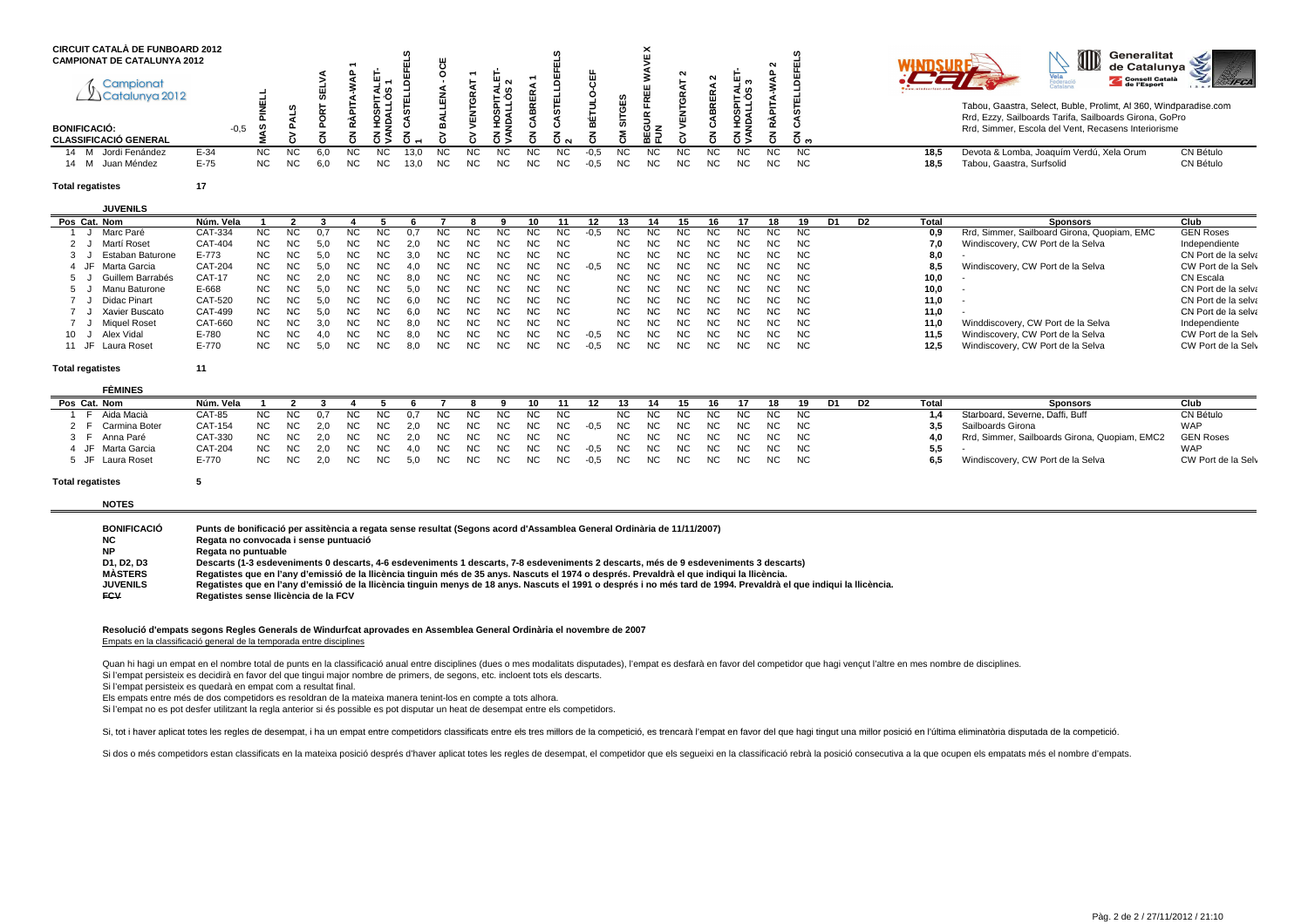**CIRCUIT CATALÀ DE FUNBOARD 2012**
**CAMPIONAT DE CATALUNYA 2012**

Campionat Catalunya 2012

| BONIFICACIÓ: | -0,5 | | MAS PINELL | CV PALS | CN PORT SELVA | CN RÀPITA-WAP 1 | CN HOSPITALET-VANDALLÒS 1 | CN CASTELLDEFELS 1 | CV BALLENA - OCE | CV VENTGRAT 1 | CN HOSPITALET-VANDALLÒS 2 | CN CABRERA 1 | CN CASTELLDEFELS 2 | CN BÉTULO-CEF | CN SITGES | BEGUR FREE WAVE X FUN | CV VENTGRAT 2 | CN CABRERA 2 | CN HOSPITALET-VANDALLÒS 3 | CN RÀPITA-WAP 2 | CN CASTELLDEFELS 3 | | | | | |
|---|---|---|---|---|---|---|---|---|---|---|---|---|---|---|---|---|---|---|---|---|---|---|---|---|---|---|
| **CLASSIFICACIÓ GENERAL** | | | | | | | | | | | | | | | | | | | | | | | | | | |
| 14 M | Jordi Fenández | E-34 | NC | NC | 6,0 | NC | NC | 13,0 | NC | NC | NC | NC | NC | -0,5 | NC | NC | NC | NC | NC | NC | NC | | | 18,5 | Devota & Lomba, Joaquim Verdú, Xela Orum | CN Bétulo |
| 14 M | Juan Méndez | E-75 | NC | NC | 6,0 | NC | NC | 13,0 | NC | NC | NC | NC | NC | -0,5 | NC | NC | NC | NC | NC | NC | NC | | | 18,5 | Tabou, Gaastra, Surfsolid | CN Bétulo |

Tabou, Gaastra, Select, Buble, Prolimt, Al 360, Windparadise.com
Rrd, Ezzy, Sailboards Tarifa, Sailboards Girona, GoPro
Rrd, Simmer, Escola del Vent, Recasens Interiorisme

**Total regatistes** 17

**JUVENILS**

| Pos | Cat. | Nom | Núm. Vela | 1 | 2 | 3 | 4 | 5 | 6 | 7 | 8 | 9 | 10 | 11 | 12 | 13 | 14 | 15 | 16 | 17 | 18 | 19 | D1 | D2 | Total | Sponsors | Club |
|---|---|---|---|---|---|---|---|---|---|---|---|---|---|---|---|---|---|---|---|---|---|---|---|---|---|---|---|
| 1 | J | Marc Paré | CAT-334 | NC | NC | 0,7 | NC | NC | 0,7 | NC | NC | NC | NC | NC | -0,5 | NC | NC | NC | NC | NC | NC | NC | | | 0,9 | Rrd, Simmer, Sailboard Girona, Quopiam, EMC | GEN Roses |
| 2 | J | Martí Roset | CAT-404 | NC | NC | 5,0 | NC | NC | 2,0 | NC | NC | NC | NC | NC | | NC | NC | NC | NC | NC | NC | NC | | | 7,0 | Windiscovery, CW Port de la Selva | Independiente |
| 3 | J | Estaban Baturone | E-773 | NC | NC | 5,0 | NC | NC | 3,0 | NC | NC | NC | NC | NC | | NC | NC | NC | NC | NC | NC | NC | | | 8,0 | - | CN Port de la selva |
| 4 | JF | Marta Garcia | CAT-204 | NC | NC | 5,0 | NC | NC | 4,0 | NC | NC | NC | NC | NC | -0,5 | NC | NC | NC | NC | NC | NC | NC | | | 8,5 | Windiscovery, CW Port de la Selva | CW Port de la Selva |
| 5 | J | Guillem Barrabés | CAT-17 | NC | NC | 2,0 | NC | NC | 8,0 | NC | NC | NC | NC | NC | | NC | NC | NC | NC | NC | NC | NC | | | 10,0 | - | CN Escala |
| 5 | J | Manu Baturone | E-668 | NC | NC | 5,0 | NC | NC | 5,0 | NC | NC | NC | NC | NC | | NC | NC | NC | NC | NC | NC | NC | | | 10,0 | - | CN Port de la selva |
| 7 | J | Didac Pinart | CAT-520 | NC | NC | 5,0 | NC | NC | 6,0 | NC | NC | NC | NC | NC | | NC | NC | NC | NC | NC | NC | NC | | | 11,0 | - | CN Port de la selva |
| 7 | J | Xavier Buscato | CAT-499 | NC | NC | 5,0 | NC | NC | 6,0 | NC | NC | NC | NC | NC | | NC | NC | NC | NC | NC | NC | NC | | | 11,0 | - | CN Port de la selva |
| 7 | J | Miquel Roset | CAT-660 | NC | NC | 3,0 | NC | NC | 8,0 | NC | NC | NC | NC | NC | | NC | NC | NC | NC | NC | NC | NC | | | 11,0 | Winddiscovery, CW Port de la Selva | Independiente |
| 10 | J | Alex Vidal | E-780 | NC | NC | 4,0 | NC | NC | 8,0 | NC | NC | NC | NC | NC | -0,5 | NC | NC | NC | NC | NC | NC | NC | | | 11,5 | Windiscovery, CW Port de la Selva | CW Port de la Selva |
| 11 | JF | Laura Roset | E-770 | NC | NC | 5,0 | NC | NC | 8,0 | NC | NC | NC | NC | NC | -0,5 | NC | NC | NC | NC | NC | NC | NC | | | 12,5 | Windiscovery, CW Port de la Selva | CW Port de la Selva |

**Total regatistes** 11

**FÈMINES**

| Pos | Cat. | Nom | Núm. Vela | 1 | 2 | 3 | 4 | 5 | 6 | 7 | 8 | 9 | 10 | 11 | 12 | 13 | 14 | 15 | 16 | 17 | 18 | 19 | D1 | D2 | Total | Sponsors | Club |
|---|---|---|---|---|---|---|---|---|---|---|---|---|---|---|---|---|---|---|---|---|---|---|---|---|---|---|---|
| 1 | F | Aida Macià | CAT-85 | NC | NC | 0,7 | NC | NC | 0,7 | NC | NC | NC | NC | NC | | NC | NC | NC | NC | NC | NC | NC | | | 1,4 | Starboard, Severne, Daffi, Buff | CN Bétulo |
| 2 | F | Carmina Boter | CAT-154 | NC | NC | 2,0 | NC | NC | 2,0 | NC | NC | NC | NC | NC | -0,5 | NC | NC | NC | NC | NC | NC | NC | | | 3,5 | Sailboards Girona | WAP |
| 3 | F | Anna Paré | CAT-330 | NC | NC | 2,0 | NC | NC | 2,0 | NC | NC | NC | NC | NC | | NC | NC | NC | NC | NC | NC | NC | | | 4,0 | Rrd, Simmer, Sailboards Girona, Quopiam, EMC2 | GEN Roses |
| 4 | JF | Marta Garcia | CAT-204 | NC | NC | 2,0 | NC | NC | 4,0 | NC | NC | NC | NC | NC | -0,5 | NC | NC | NC | NC | NC | NC | NC | | | 5,5 | - | WAP |
| 5 | JF | Laura Roset | E-770 | NC | NC | 2,0 | NC | NC | 5,0 | NC | NC | NC | NC | NC | -0,5 | NC | NC | NC | NC | NC | NC | NC | | | 6,5 | Windiscovery, CW Port de la Selva | CW Port de la Selva |

**Total regatistes** 5

**NOTES**

| | |
|---|---|
| **BONIFICACIÓ** | **Punts de bonificació per assistència a regata sense resultat (Segons acord d'Assamblea General Ordinària de 11/11/2007)** |
| **NC** | **Regata no convocada i sense puntuació** |
| **NP** | **Regata no puntuable** |
| **D1, D2, D3** | **Descarts (1-3 esdeveniments 0 descarts, 4-6 esdeveniments 1 descarts, 7-8 esdeveniments 2 descarts, més de 9 esdeveniments 3 descarts)** |
| **MÀSTERS** | **Regatistes que en l'any d'emissió de la llicència tinguin més de 35 anys. Nascuts el 1974 o després. Prevaldrà el que indiqui la llicència.** |
| **JUVENILS** | **Regatistes que en l'any d'emissió de la llicència tinguin menys de 18 anys. Nascuts el 1991 o després i no més tard de 1994. Prevaldrà el que indiqui la llicència.** |
| **FCV** | **Regatistes sense llicència de la FCV** |

**Resolució d'empats segons Regles Generals de Windurfcat aprovades en Assemblea General Ordinària el novembre de 2007**

Empats en la classificació general de la temporada entre disciplines

Quan hi hagi un empat en el nombre total de punts en la classificació anual entre disciplines (dues o mes modalitats disputades), l'empat es desfarà en favor del competidor que hagi vençut l'altre en mes nombre de disciplines.
Si l'empat persisteix es decidirà en favor del que tingui major nombre de primers, de segons, etc. incloent tots els descarts.
Si l'empat persisteix es quedarà en empat com a resultat final.
Els empats entre més de dos competidors es resoldran de la mateixa manera tenint-los en compte a tots alhora.
Si l'empat no es pot desfer utilitzant la regla anterior si és possible es pot disputar un heat de desempat entre els competidors.

Si, tot i haver aplicat totes les regles de desempat, i ha un empat entre competidors classificats entre els tres millors de la competició, es trencarà l'empat en favor del que hagi tingut una millor posició en l'última eliminatòria disputada de la competició.

Si dos o més competidors estan classificats en la mateixa posició després d'haver aplicat totes les regles de desempat, el competidor que els segueixi en la classificació rebrà la posició consecutiva a la que ocupen els empatats més el nombre d'empats.